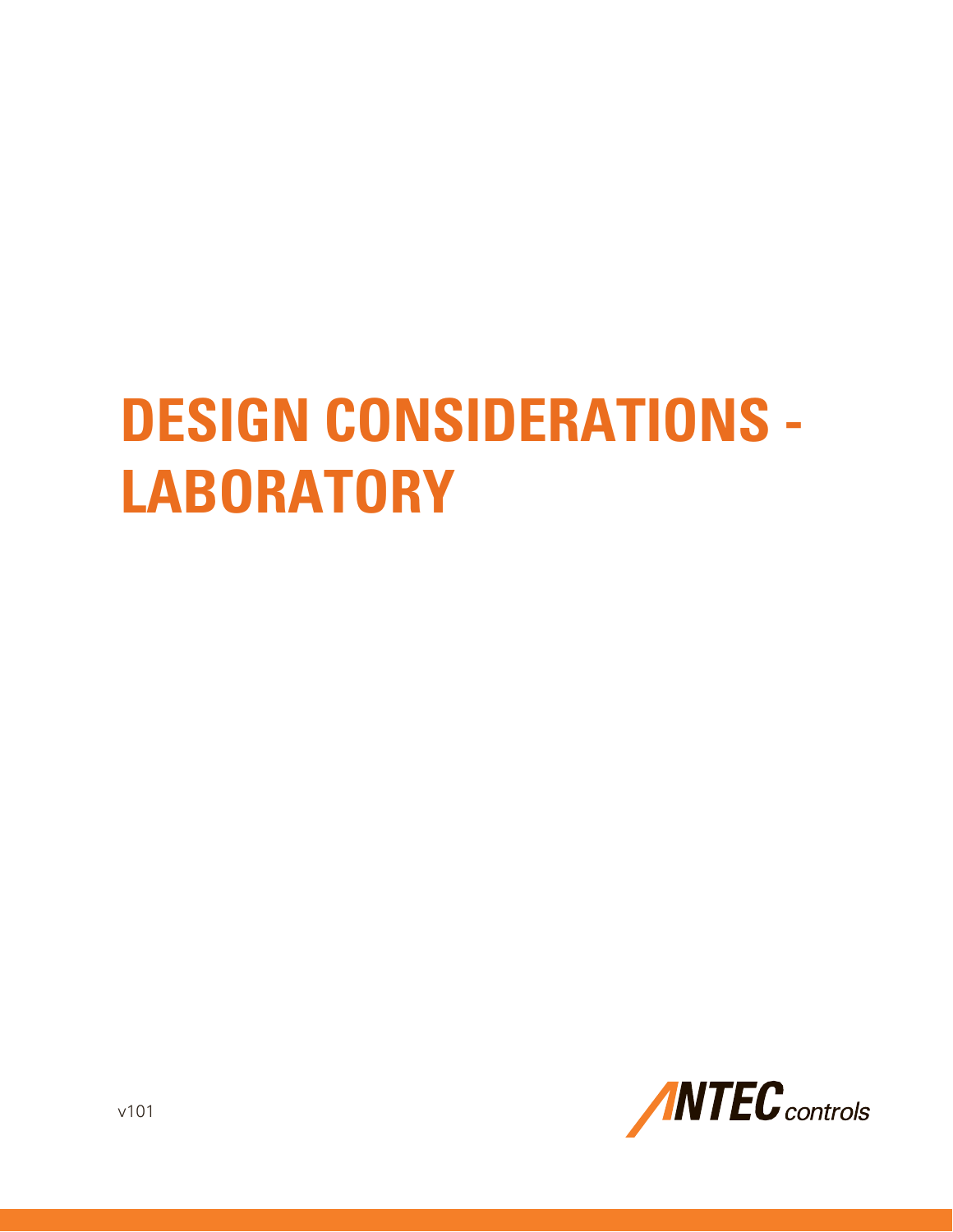# DESIGN CONSIDERATIONS - LABORATORY

v101

ANTEC controls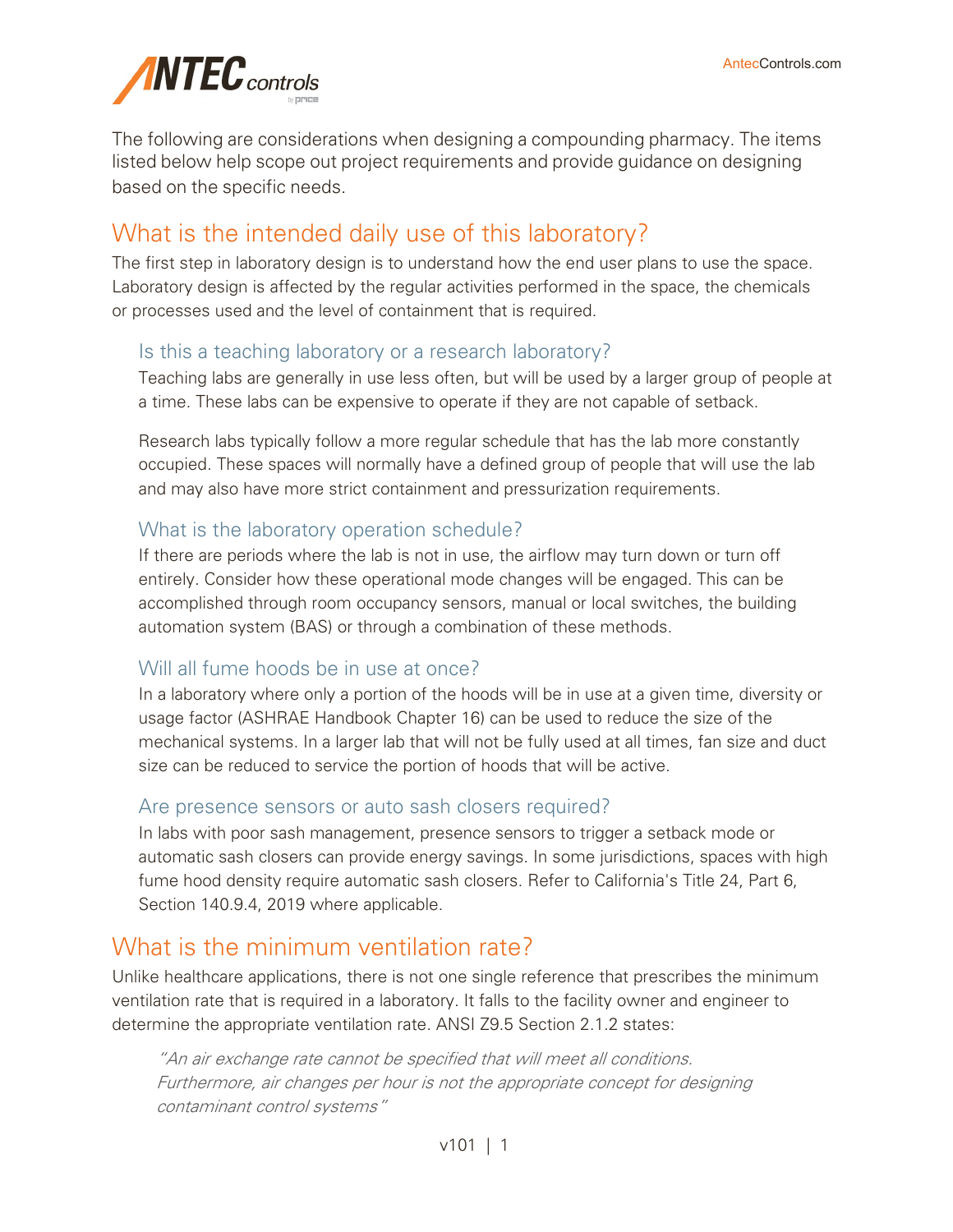The following are considerations when designing a compounding pharmacy. The items listed below help scope out project requirements and provide guidance on designing based on the specific needs.

## What is the intended daily use of this laboratory?

The first step in laboratory design is to understand how the end user plans to use the space. Laboratory design is affected by the regular activities performed in the space, the chemicals or processes used and the level of containment that is required.

### Is this a teaching laboratory or a research laboratory?

Teaching labs are generally in use less often, but will be used by a larger group of people at a time. These labs can be expensive to operate if they are not capable of setback.

Research labs typically follow a more regular schedule that has the lab more constantly occupied. These spaces will normally have a defined group of people that will use the lab and may also have more strict containment and pressurization requirements.

### What is the laboratory operation schedule?

If there are periods where the lab is not in use, the airflow may turn down or turn off entirely. Consider how these operational mode changes will be engaged. This can be accomplished through room occupancy sensors, manual or local switches, the building automation system (BAS) or through a combination of these methods.

### Will all fume hoods be in use at once?

In a laboratory where only a portion of the hoods will be in use at a given time, diversity or usage factor (ASHRAE Handbook Chapter 16) can be used to reduce the size of the mechanical systems. In a larger lab that will not be fully used at all times, fan size and duct size can be reduced to service the portion of hoods that will be active.

### Are presence sensors or auto sash closers required?

In labs with poor sash management, presence sensors to trigger a setback mode or automatic sash closers can provide energy savings. In some jurisdictions, spaces with high fume hood density require automatic sash closers. Refer to California's Title 24, Part 6, Section 140.9.4, 2019 where applicable.

## What is the minimum ventilation rate?

Unlike healthcare applications, there is not one single reference that prescribes the minimum ventilation rate that is required in a laboratory. It falls to the facility owner and engineer to determine the appropriate ventilation rate. ANSI Z9.5 Section 2.1.2 states:

> *"An air exchange rate cannot be specified that will meet all conditions. Furthermore, air changes per hour is not the appropriate concept for designing contaminant control systems"*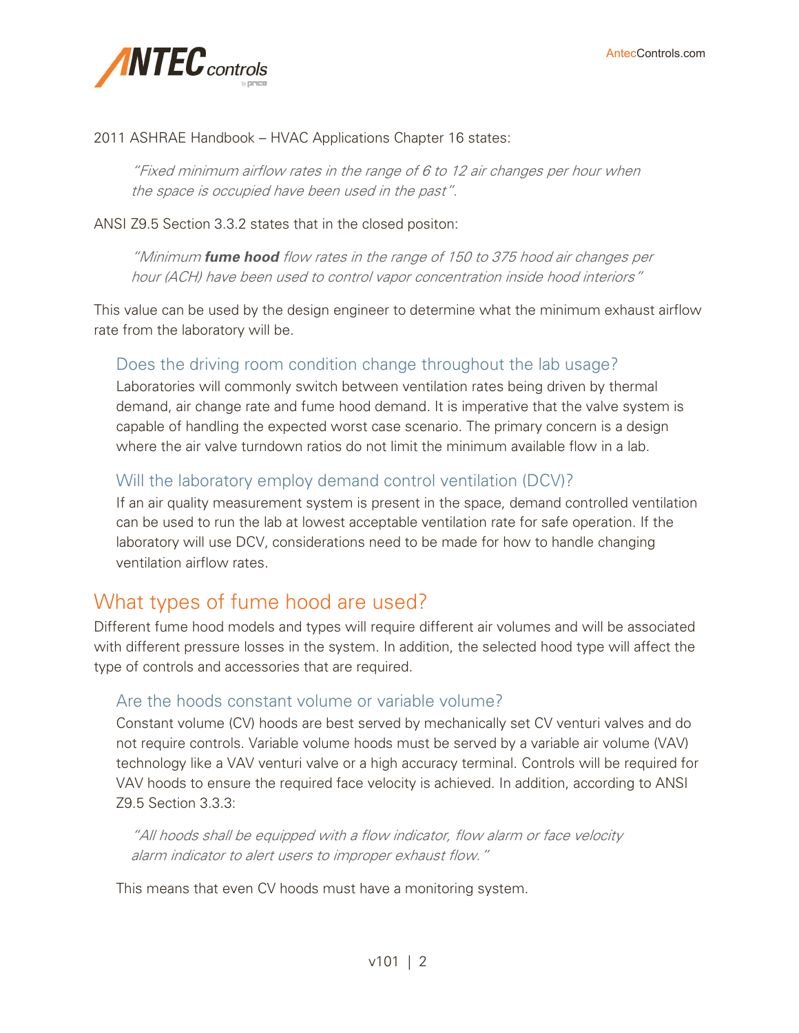2011 ASHRAE Handbook – HVAC Applications Chapter 16 states:

> *"Fixed minimum airflow rates in the range of 6 to 12 air changes per hour when the space is occupied have been used in the past".*

ANSI Z9.5 Section 3.3.2 states that in the closed positon:

> *"Minimum **fume hood** flow rates in the range of 150 to 375 hood air changes per hour (ACH) have been used to control vapor concentration inside hood interiors"*

This value can be used by the design engineer to determine what the minimum exhaust airflow rate from the laboratory will be.

### Does the driving room condition change throughout the lab usage?

Laboratories will commonly switch between ventilation rates being driven by thermal demand, air change rate and fume hood demand. It is imperative that the valve system is capable of handling the expected worst case scenario. The primary concern is a design where the air valve turndown ratios do not limit the minimum available flow in a lab.

### Will the laboratory employ demand control ventilation (DCV)?

If an air quality measurement system is present in the space, demand controlled ventilation can be used to run the lab at lowest acceptable ventilation rate for safe operation. If the laboratory will use DCV, considerations need to be made for how to handle changing ventilation airflow rates.

## What types of fume hood are used?

Different fume hood models and types will require different air volumes and will be associated with different pressure losses in the system. In addition, the selected hood type will affect the type of controls and accessories that are required.

### Are the hoods constant volume or variable volume?

Constant volume (CV) hoods are best served by mechanically set CV venturi valves and do not require controls. Variable volume hoods must be served by a variable air volume (VAV) technology like a VAV venturi valve or a high accuracy terminal. Controls will be required for VAV hoods to ensure the required face velocity is achieved. In addition, according to ANSI Z9.5 Section 3.3.3:

> *"All hoods shall be equipped with a flow indicator, flow alarm or face velocity alarm indicator to alert users to improper exhaust flow."*

This means that even CV hoods must have a monitoring system.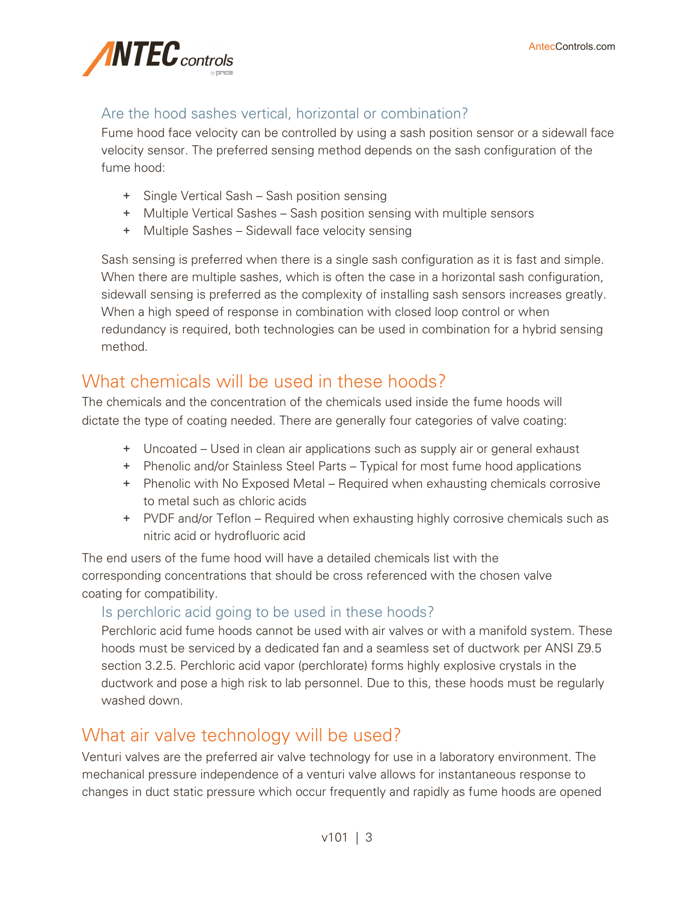### Are the hood sashes vertical, horizontal or combination?

Fume hood face velocity can be controlled by using a sash position sensor or a sidewall face velocity sensor. The preferred sensing method depends on the sash configuration of the fume hood:

+ Single Vertical Sash – Sash position sensing
+ Multiple Vertical Sashes – Sash position sensing with multiple sensors
+ Multiple Sashes – Sidewall face velocity sensing

Sash sensing is preferred when there is a single sash configuration as it is fast and simple. When there are multiple sashes, which is often the case in a horizontal sash configuration, sidewall sensing is preferred as the complexity of installing sash sensors increases greatly. When a high speed of response in combination with closed loop control or when redundancy is required, both technologies can be used in combination for a hybrid sensing method.

## What chemicals will be used in these hoods?

The chemicals and the concentration of the chemicals used inside the fume hoods will dictate the type of coating needed. There are generally four categories of valve coating:

+ Uncoated – Used in clean air applications such as supply air or general exhaust
+ Phenolic and/or Stainless Steel Parts – Typical for most fume hood applications
+ Phenolic with No Exposed Metal – Required when exhausting chemicals corrosive to metal such as chloric acids
+ PVDF and/or Teflon – Required when exhausting highly corrosive chemicals such as nitric acid or hydrofluoric acid

The end users of the fume hood will have a detailed chemicals list with the corresponding concentrations that should be cross referenced with the chosen valve coating for compatibility.

### Is perchloric acid going to be used in these hoods?

Perchloric acid fume hoods cannot be used with air valves or with a manifold system. These hoods must be serviced by a dedicated fan and a seamless set of ductwork per ANSI Z9.5 section 3.2.5. Perchloric acid vapor (perchlorate) forms highly explosive crystals in the ductwork and pose a high risk to lab personnel. Due to this, these hoods must be regularly washed down.

## What air valve technology will be used?

Venturi valves are the preferred air valve technology for use in a laboratory environment. The mechanical pressure independence of a venturi valve allows for instantaneous response to changes in duct static pressure which occur frequently and rapidly as fume hoods are opened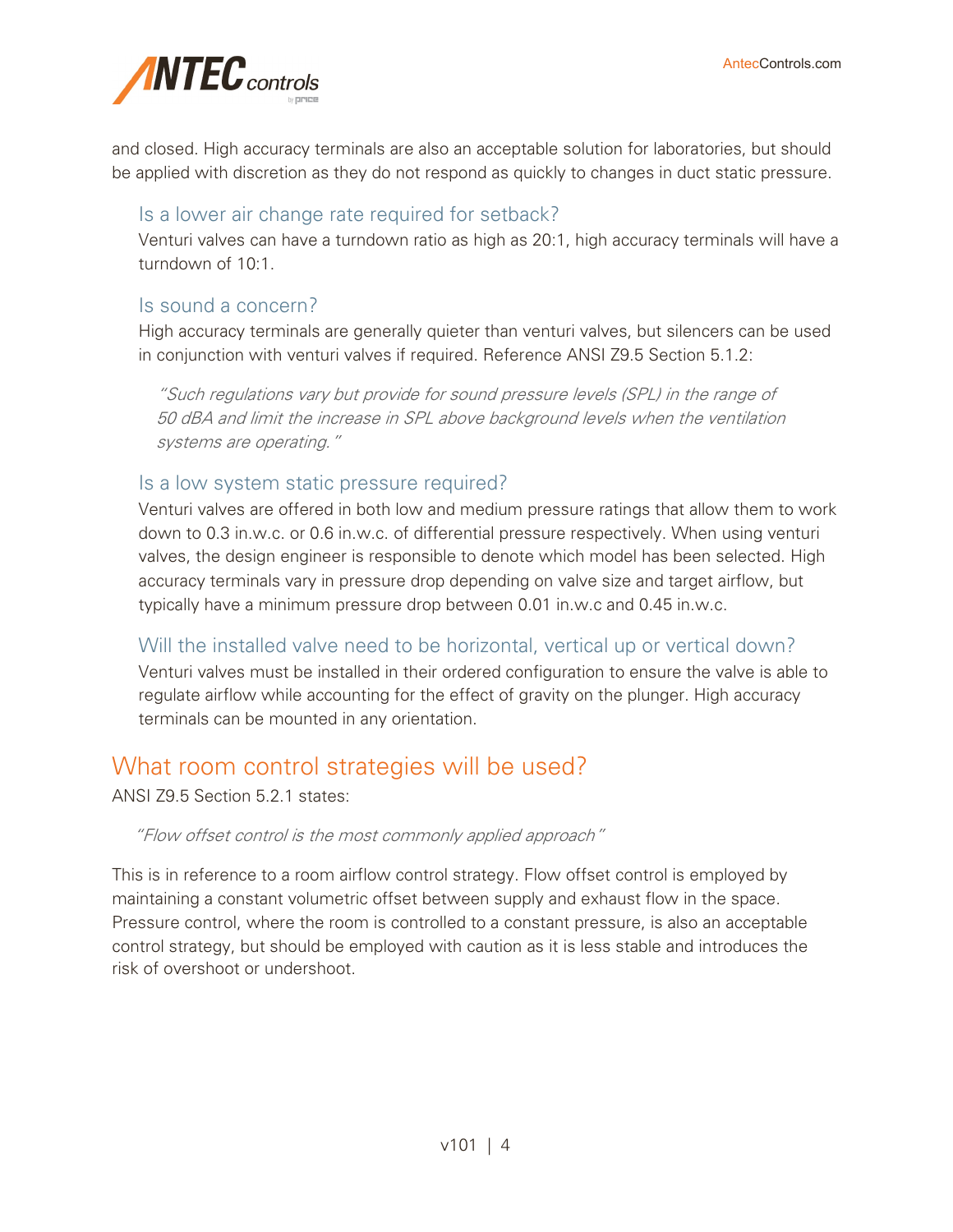and closed. High accuracy terminals are also an acceptable solution for laboratories, but should be applied with discretion as they do not respond as quickly to changes in duct static pressure.

### Is a lower air change rate required for setback?

Venturi valves can have a turndown ratio as high as 20:1, high accuracy terminals will have a turndown of 10:1.

### Is sound a concern?

High accuracy terminals are generally quieter than venturi valves, but silencers can be used in conjunction with venturi valves if required. Reference ANSI Z9.5 Section 5.1.2:

> *"Such regulations vary but provide for sound pressure levels (SPL) in the range of 50 dBA and limit the increase in SPL above background levels when the ventilation systems are operating."*

### Is a low system static pressure required?

Venturi valves are offered in both low and medium pressure ratings that allow them to work down to 0.3 in.w.c. or 0.6 in.w.c. of differential pressure respectively. When using venturi valves, the design engineer is responsible to denote which model has been selected. High accuracy terminals vary in pressure drop depending on valve size and target airflow, but typically have a minimum pressure drop between 0.01 in.w.c and 0.45 in.w.c.

### Will the installed valve need to be horizontal, vertical up or vertical down?

Venturi valves must be installed in their ordered configuration to ensure the valve is able to regulate airflow while accounting for the effect of gravity on the plunger. High accuracy terminals can be mounted in any orientation.

## What room control strategies will be used?

ANSI Z9.5 Section 5.2.1 states:

> *"Flow offset control is the most commonly applied approach"*

This is in reference to a room airflow control strategy. Flow offset control is employed by maintaining a constant volumetric offset between supply and exhaust flow in the space. Pressure control, where the room is controlled to a constant pressure, is also an acceptable control strategy, but should be employed with caution as it is less stable and introduces the risk of overshoot or undershoot.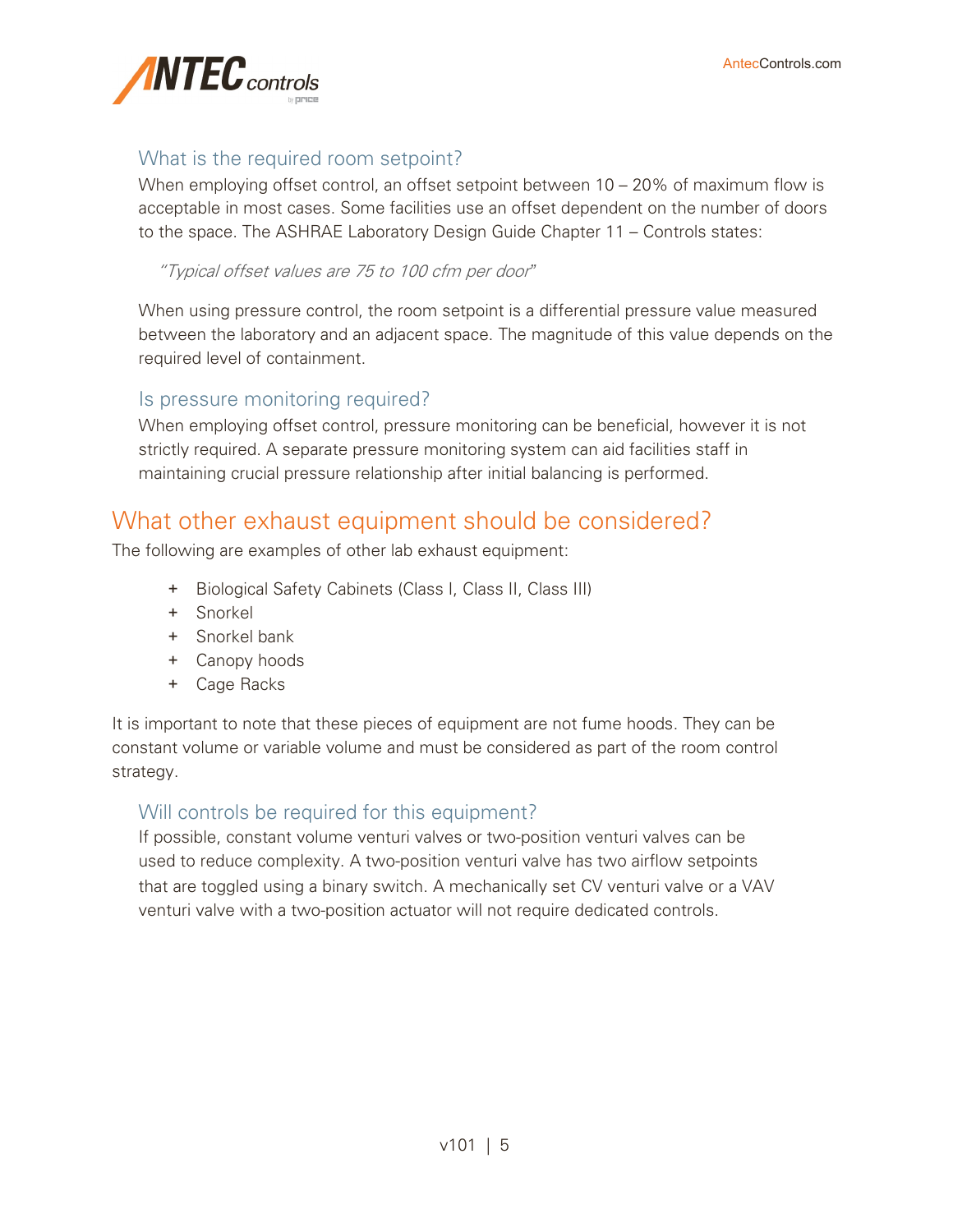### What is the required room setpoint?

When employing offset control, an offset setpoint between 10 – 20% of maximum flow is acceptable in most cases. Some facilities use an offset dependent on the number of doors to the space. The ASHRAE Laboratory Design Guide Chapter 11 – Controls states:

> *"Typical offset values are 75 to 100 cfm per door"*

When using pressure control, the room setpoint is a differential pressure value measured between the laboratory and an adjacent space. The magnitude of this value depends on the required level of containment.

### Is pressure monitoring required?

When employing offset control, pressure monitoring can be beneficial, however it is not strictly required. A separate pressure monitoring system can aid facilities staff in maintaining crucial pressure relationship after initial balancing is performed.

## What other exhaust equipment should be considered?

The following are examples of other lab exhaust equipment:

+ Biological Safety Cabinets (Class I, Class II, Class III)
+ Snorkel
+ Snorkel bank
+ Canopy hoods
+ Cage Racks

It is important to note that these pieces of equipment are not fume hoods. They can be constant volume or variable volume and must be considered as part of the room control strategy.

### Will controls be required for this equipment?

If possible, constant volume venturi valves or two-position venturi valves can be used to reduce complexity. A two-position venturi valve has two airflow setpoints that are toggled using a binary switch. A mechanically set CV venturi valve or a VAV venturi valve with a two-position actuator will not require dedicated controls.